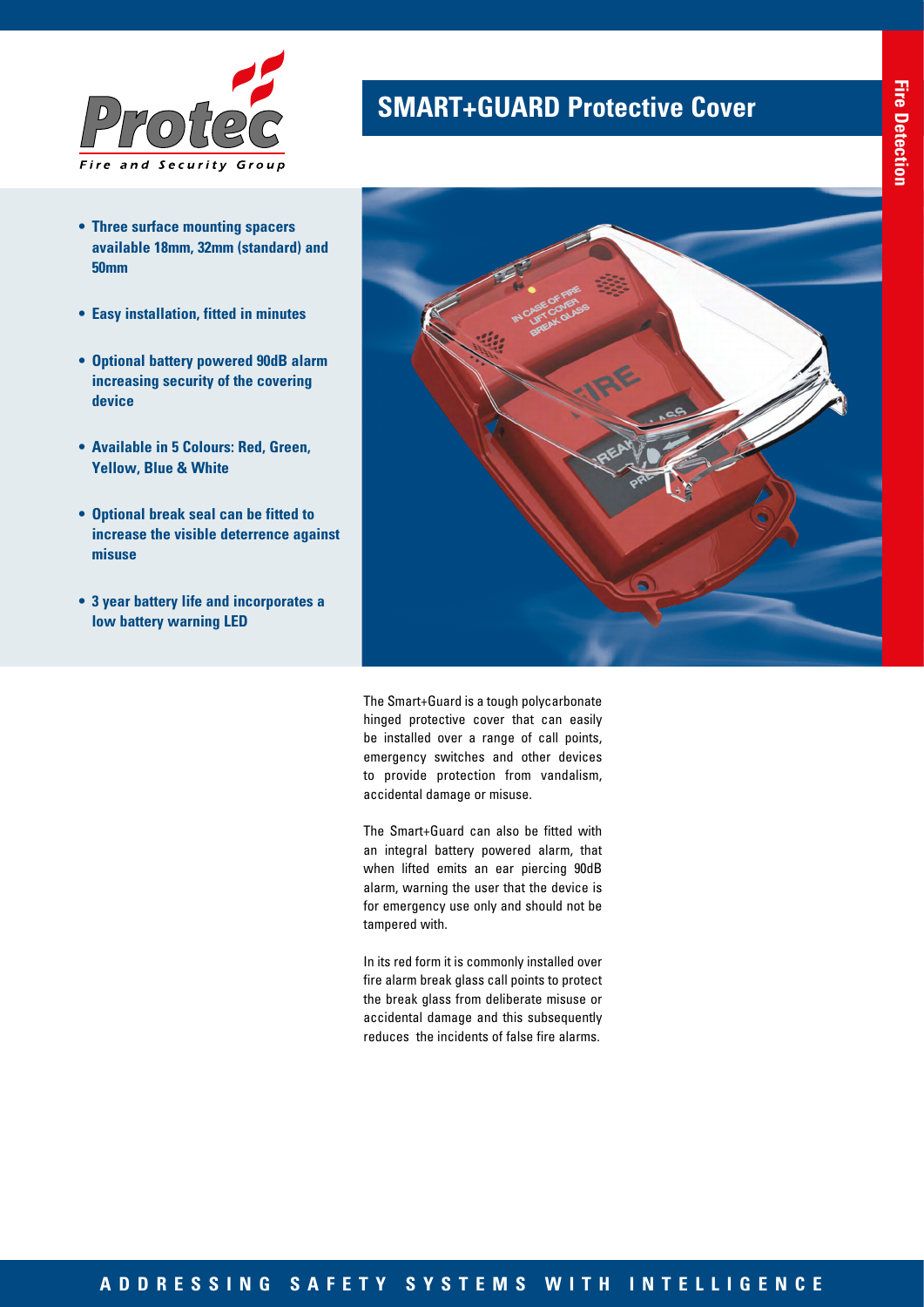# SMART+GUARD Protective Cover

- **Three surface mounting spacers available 18mm, 32mm (standard) and 50mm**
- **Easy installation, fitted in minutes**
- **Optional battery powered 90dB alarm increasing security of the covering device**
- **Available in 5 Colours: Red, Green, Yellow, Blue & White**
- **Optional break seal can be fitted to increase the visible deterrence against misuse**
- **3 year battery life and incorporates a low battery warning LED**

The Smart+Guard is a tough polycarbonate hinged protective cover that can easily be installed over a range of call points, emergency switches and other devices to provide protection from vandalism, accidental damage or misuse.

The Smart+Guard can also be fitted with an integral battery powered alarm, that when lifted emits an ear piercing 90dB alarm, warning the user that the device is for emergency use only and should not be tampered with.

In its red form it is commonly installed over fire alarm break glass call points to protect the break glass from deliberate misuse or accidental damage and this subsequently reduces the incidents of false fire alarms.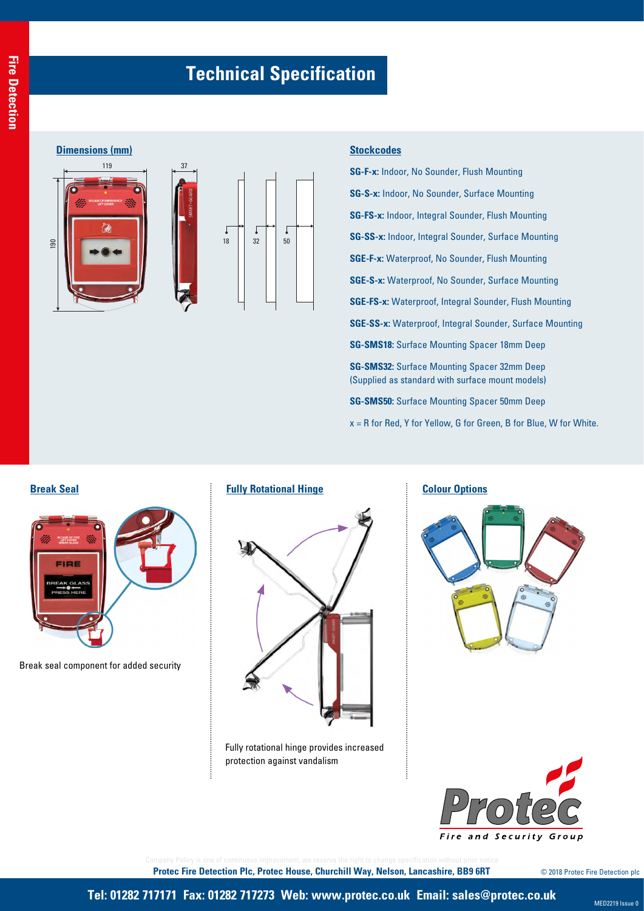# Technical Specification

## Dimensions (mm)

119

190

37

18

32

50

## Stockcodes

**SG-F-x:** Indoor, No Sounder, Flush Mounting

**SG-S-x:** Indoor, No Sounder, Surface Mounting

**SG-FS-x:** Indoor, Integral Sounder, Flush Mounting

**SG-SS-x:** Indoor, Integral Sounder, Surface Mounting

**SGE-F-x:** Waterproof, No Sounder, Flush Mounting

**SGE-S-x:** Waterproof, No Sounder, Surface Mounting

**SGE-FS-x:** Waterproof, Integral Sounder, Flush Mounting

**SGE-SS-x:** Waterproof, Integral Sounder, Surface Mounting

**SG-SMS18:** Surface Mounting Spacer 18mm Deep

**SG-SMS32:** Surface Mounting Spacer 32mm Deep
(Supplied as standard with surface mount models)

**SG-SMS50:** Surface Mounting Spacer 50mm Deep

x = R for Red, Y for Yellow, G for Green, B for Blue, W for White.

## Break Seal

Break seal component for added security

## Fully Rotational Hinge

Fully rotational hinge provides increased protection against vandalism

## Colour Options

Protec
Fire and Security Group

Company Policy is one of continuous improvement, we reserve the right to change specification without prior notice

**Protec Fire Detection Plc, Protec House, Churchill Way, Nelson, Lancashire, BB9 6RT**

© 2018 Protec Fire Detection plc

**Tel: 01282 717171 Fax: 01282 717273 Web: www.protec.co.uk Email: sales@protec.co.uk**

MED2219 Issue 0